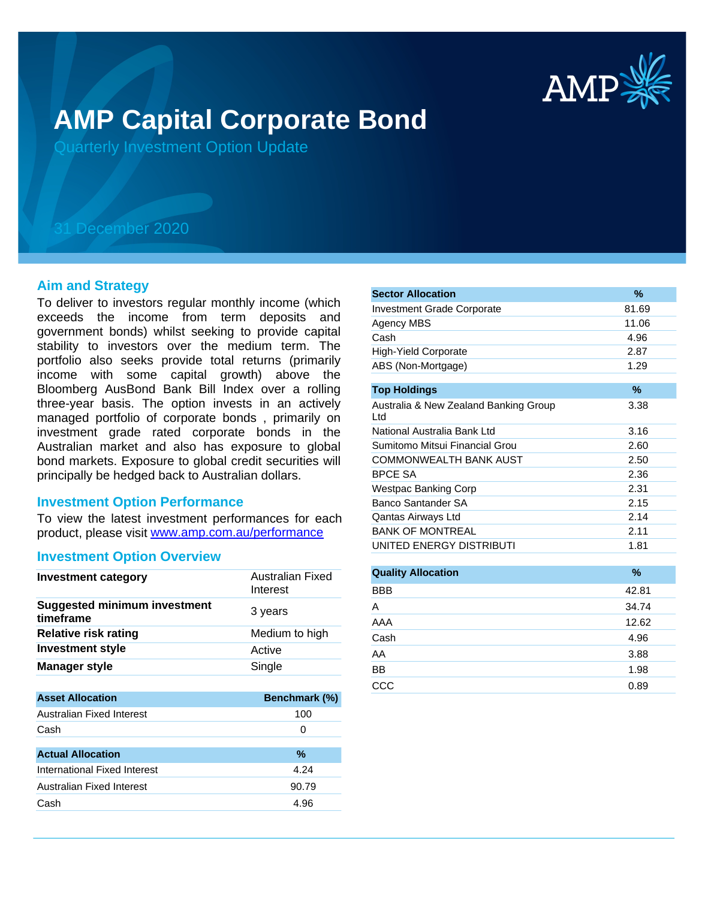# AMP Capital Corporate Bond

Quarterly Investment Option Update

31 December 2020

## Aim and Strategy

To deliver to investors regular monthly income (which exceeds the income from term deposits and government bonds) whilst seeking to provide capital stability to investors over the medium term. The portfolio also seeks provide total returns (primarily income with some capital growth) above the Bloomberg AusBond Bank Bill Index over a rolling three-year basis. The option invests in an actively managed portfolio of corporate bonds , primarily on investment grade rated corporate bonds in the Australian market and also has exposure to global bond markets. Exposure to global credit securities will principally be hedged back to Australian dollars.

## Investment Option Performance

To view the latest investment performances for each product, please visit [www.amp.com.au/performance](http://www.amp.com.au/performance)

## Investment Option Overview

| | |
|---|---|
| **Investment category** | Australian Fixed Interest |
| **Suggested minimum investment timeframe** | 3 years |
| **Relative risk rating** | Medium to high |
| **Investment style** | Active |
| **Manager style** | Single |

| Asset Allocation | Benchmark (%) |
|---|---|
| Australian Fixed Interest | 100 |
| Cash | 0 |

| Actual Allocation | % |
|---|---|
| International Fixed Interest | 4.24 |
| Australian Fixed Interest | 90.79 |
| Cash | 4.96 |

| Sector Allocation | % |
|---|---|
| Investment Grade Corporate | 81.69 |
| Agency MBS | 11.06 |
| Cash | 4.96 |
| High-Yield Corporate | 2.87 |
| ABS (Non-Mortgage) | 1.29 |

| Top Holdings | % |
|---|---|
| Australia & New Zealand Banking Group Ltd | 3.38 |
| National Australia Bank Ltd | 3.16 |
| Sumitomo Mitsui Financial Grou | 2.60 |
| COMMONWEALTH BANK AUST | 2.50 |
| BPCE SA | 2.36 |
| Westpac Banking Corp | 2.31 |
| Banco Santander SA | 2.15 |
| Qantas Airways Ltd | 2.14 |
| BANK OF MONTREAL | 2.11 |
| UNITED ENERGY DISTRIBUTI | 1.81 |

| Quality Allocation | % |
|---|---|
| BBB | 42.81 |
| A | 34.74 |
| AAA | 12.62 |
| Cash | 4.96 |
| AA | 3.88 |
| BB | 1.98 |
| CCC | 0.89 |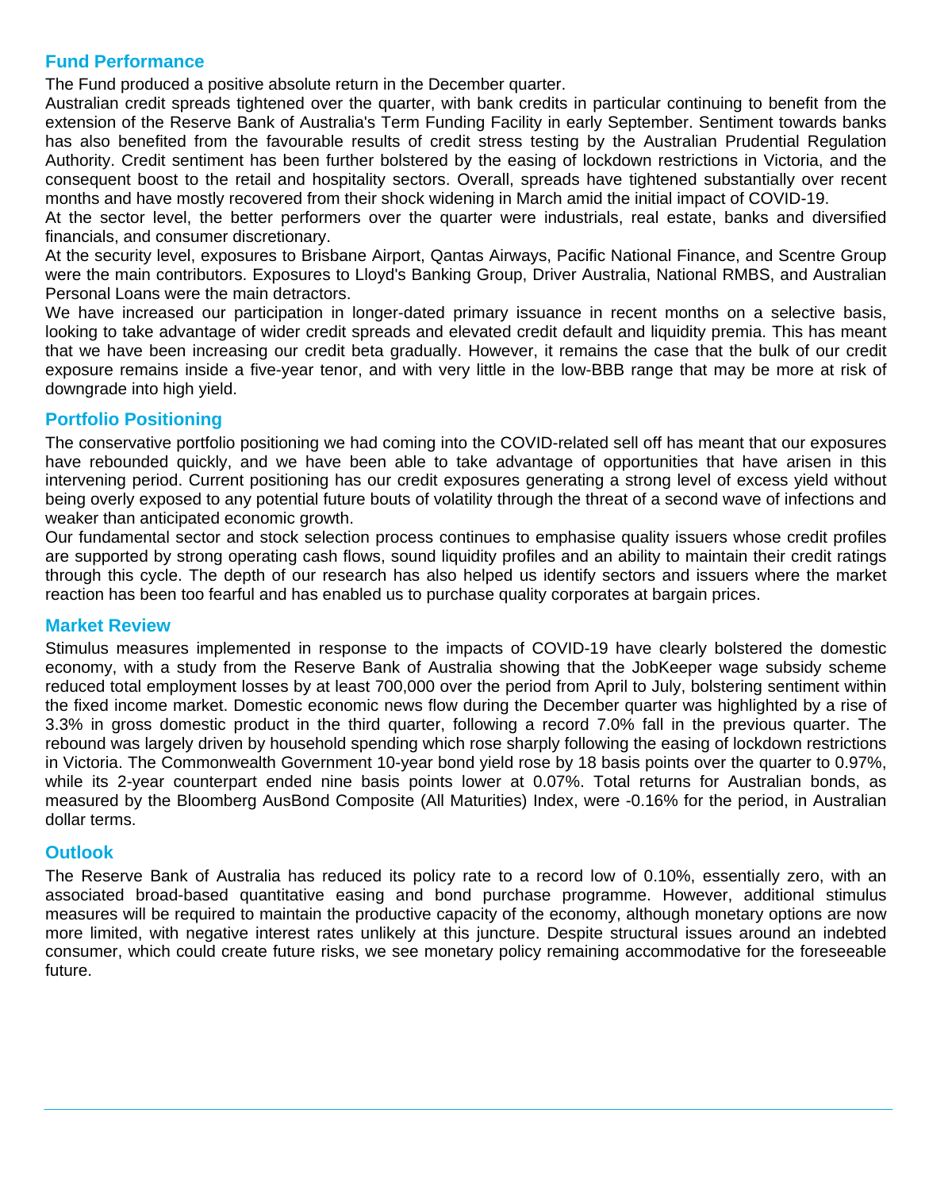## Fund Performance

The Fund produced a positive absolute return in the December quarter.

Australian credit spreads tightened over the quarter, with bank credits in particular continuing to benefit from the extension of the Reserve Bank of Australia's Term Funding Facility in early September. Sentiment towards banks has also benefited from the favourable results of credit stress testing by the Australian Prudential Regulation Authority. Credit sentiment has been further bolstered by the easing of lockdown restrictions in Victoria, and the consequent boost to the retail and hospitality sectors. Overall, spreads have tightened substantially over recent months and have mostly recovered from their shock widening in March amid the initial impact of COVID-19.

At the sector level, the better performers over the quarter were industrials, real estate, banks and diversified financials, and consumer discretionary.

At the security level, exposures to Brisbane Airport, Qantas Airways, Pacific National Finance, and Scentre Group were the main contributors. Exposures to Lloyd's Banking Group, Driver Australia, National RMBS, and Australian Personal Loans were the main detractors.

We have increased our participation in longer-dated primary issuance in recent months on a selective basis, looking to take advantage of wider credit spreads and elevated credit default and liquidity premia. This has meant that we have been increasing our credit beta gradually. However, it remains the case that the bulk of our credit exposure remains inside a five-year tenor, and with very little in the low-BBB range that may be more at risk of downgrade into high yield.

## Portfolio Positioning

The conservative portfolio positioning we had coming into the COVID-related sell off has meant that our exposures have rebounded quickly, and we have been able to take advantage of opportunities that have arisen in this intervening period. Current positioning has our credit exposures generating a strong level of excess yield without being overly exposed to any potential future bouts of volatility through the threat of a second wave of infections and weaker than anticipated economic growth.

Our fundamental sector and stock selection process continues to emphasise quality issuers whose credit profiles are supported by strong operating cash flows, sound liquidity profiles and an ability to maintain their credit ratings through this cycle. The depth of our research has also helped us identify sectors and issuers where the market reaction has been too fearful and has enabled us to purchase quality corporates at bargain prices.

## Market Review

Stimulus measures implemented in response to the impacts of COVID-19 have clearly bolstered the domestic economy, with a study from the Reserve Bank of Australia showing that the JobKeeper wage subsidy scheme reduced total employment losses by at least 700,000 over the period from April to July, bolstering sentiment within the fixed income market. Domestic economic news flow during the December quarter was highlighted by a rise of 3.3% in gross domestic product in the third quarter, following a record 7.0% fall in the previous quarter. The rebound was largely driven by household spending which rose sharply following the easing of lockdown restrictions in Victoria. The Commonwealth Government 10-year bond yield rose by 18 basis points over the quarter to 0.97%, while its 2-year counterpart ended nine basis points lower at 0.07%. Total returns for Australian bonds, as measured by the Bloomberg AusBond Composite (All Maturities) Index, were -0.16% for the period, in Australian dollar terms.

## Outlook

The Reserve Bank of Australia has reduced its policy rate to a record low of 0.10%, essentially zero, with an associated broad-based quantitative easing and bond purchase programme. However, additional stimulus measures will be required to maintain the productive capacity of the economy, although monetary options are now more limited, with negative interest rates unlikely at this juncture. Despite structural issues around an indebted consumer, which could create future risks, we see monetary policy remaining accommodative for the foreseeable future.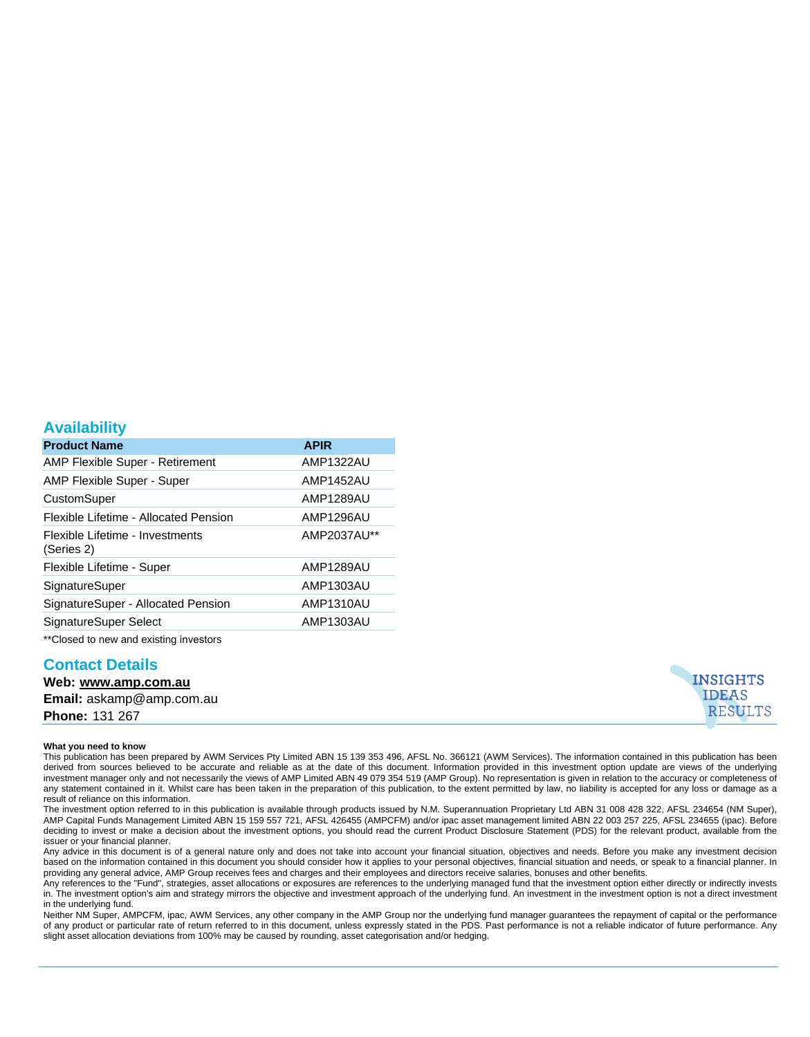## Availability

| Product Name | APIR |
| --- | --- |
| AMP Flexible Super - Retirement | AMP1322AU |
| AMP Flexible Super - Super | AMP1452AU |
| CustomSuper | AMP1289AU |
| Flexible Lifetime - Allocated Pension | AMP1296AU |
| Flexible Lifetime - Investments (Series 2) | AMP2037AU** |
| Flexible Lifetime - Super | AMP1289AU |
| SignatureSuper | AMP1303AU |
| SignatureSuper - Allocated Pension | AMP1310AU |
| SignatureSuper Select | AMP1303AU |

**Closed to new and existing investors

## Contact Details

**Web:** **www.amp.com.au**
**Email:** askamp@amp.com.au
**Phone:** 131 267

INSIGHTS
IDEAS
RESULTS

**What you need to know**

This publication has been prepared by AWM Services Pty Limited ABN 15 139 353 496, AFSL No. 366121 (AWM Services). The information contained in this publication has been derived from sources believed to be accurate and reliable as at the date of this document. Information provided in this investment option update are views of the underlying investment manager only and not necessarily the views of AMP Limited ABN 49 079 354 519 (AMP Group). No representation is given in relation to the accuracy or completeness of any statement contained in it. Whilst care has been taken in the preparation of this publication, to the extent permitted by law, no liability is accepted for any loss or damage as a result of reliance on this information.

The investment option referred to in this publication is available through products issued by N.M. Superannuation Proprietary Ltd ABN 31 008 428 322, AFSL 234654 (NM Super), AMP Capital Funds Management Limited ABN 15 159 557 721, AFSL 426455 (AMPCFM) and/or ipac asset management limited ABN 22 003 257 225, AFSL 234655 (ipac). Before deciding to invest or make a decision about the investment options, you should read the current Product Disclosure Statement (PDS) for the relevant product, available from the issuer or your financial planner.

Any advice in this document is of a general nature only and does not take into account your financial situation, objectives and needs. Before you make any investment decision based on the information contained in this document you should consider how it applies to your personal objectives, financial situation and needs, or speak to a financial planner. In providing any general advice, AMP Group receives fees and charges and their employees and directors receive salaries, bonuses and other benefits.

Any references to the "Fund", strategies, asset allocations or exposures are references to the underlying managed fund that the investment option either directly or indirectly invests in. The investment option's aim and strategy mirrors the objective and investment approach of the underlying fund. An investment in the investment option is not a direct investment in the underlying fund.

Neither NM Super, AMPCFM, ipac, AWM Services, any other company in the AMP Group nor the underlying fund manager guarantees the repayment of capital or the performance of any product or particular rate of return referred to in this document, unless expressly stated in the PDS. Past performance is not a reliable indicator of future performance. Any slight asset allocation deviations from 100% may be caused by rounding, asset categorisation and/or hedging.